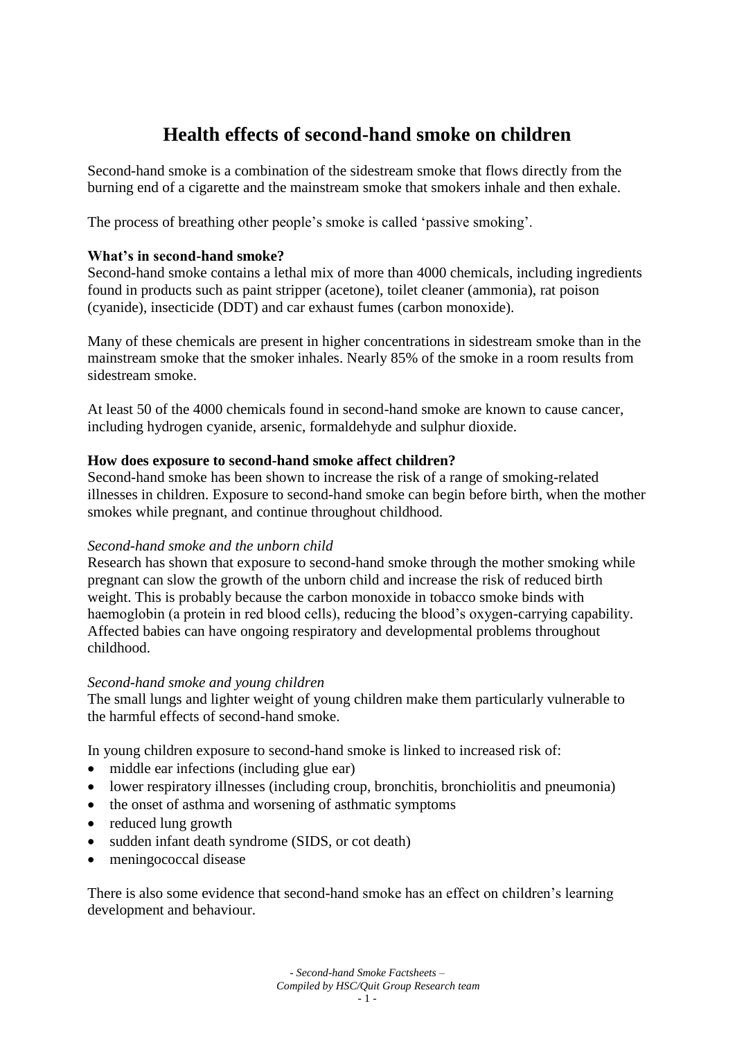# Health effects of second-hand smoke on children

Second-hand smoke is a combination of the sidestream smoke that flows directly from the burning end of a cigarette and the mainstream smoke that smokers inhale and then exhale.

The process of breathing other people's smoke is called 'passive smoking'.

**What's in second-hand smoke?**

Second-hand smoke contains a lethal mix of more than 4000 chemicals, including ingredients found in products such as paint stripper (acetone), toilet cleaner (ammonia), rat poison (cyanide), insecticide (DDT) and car exhaust fumes (carbon monoxide).

Many of these chemicals are present in higher concentrations in sidestream smoke than in the mainstream smoke that the smoker inhales. Nearly 85% of the smoke in a room results from sidestream smoke.

At least 50 of the 4000 chemicals found in second-hand smoke are known to cause cancer, including hydrogen cyanide, arsenic, formaldehyde and sulphur dioxide.

**How does exposure to second-hand smoke affect children?**

Second-hand smoke has been shown to increase the risk of a range of smoking-related illnesses in children. Exposure to second-hand smoke can begin before birth, when the mother smokes while pregnant, and continue throughout childhood.

*Second-hand smoke and the unborn child*

Research has shown that exposure to second-hand smoke through the mother smoking while pregnant can slow the growth of the unborn child and increase the risk of reduced birth weight. This is probably because the carbon monoxide in tobacco smoke binds with haemoglobin (a protein in red blood cells), reducing the blood's oxygen-carrying capability. Affected babies can have ongoing respiratory and developmental problems throughout childhood.

*Second-hand smoke and young children*

The small lungs and lighter weight of young children make them particularly vulnerable to the harmful effects of second-hand smoke.

In young children exposure to second-hand smoke is linked to increased risk of:

- middle ear infections (including glue ear)
- lower respiratory illnesses (including croup, bronchitis, bronchiolitis and pneumonia)
- the onset of asthma and worsening of asthmatic symptoms
- reduced lung growth
- sudden infant death syndrome (SIDS, or cot death)
- meningococcal disease

There is also some evidence that second-hand smoke has an effect on children's learning development and behaviour.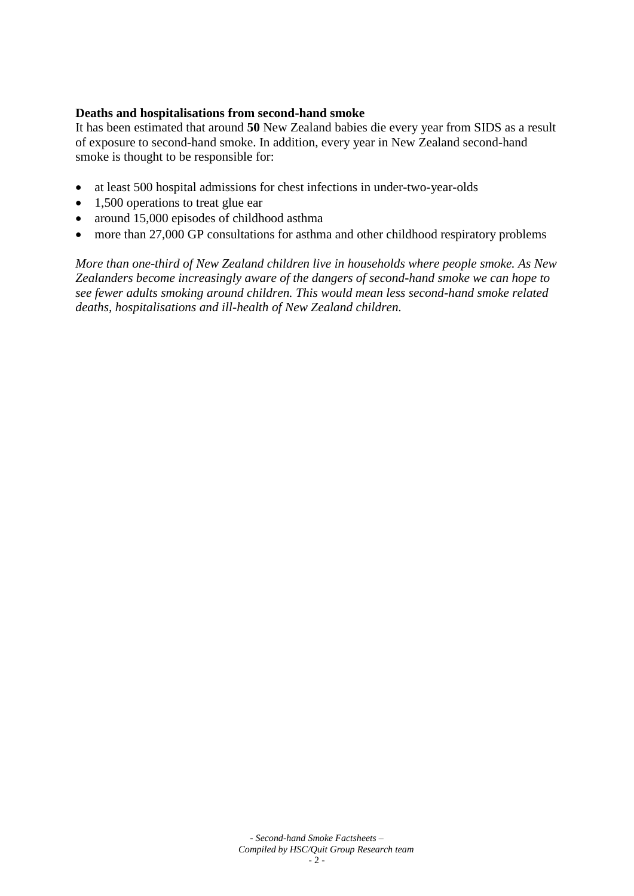**Deaths and hospitalisations from second-hand smoke**

It has been estimated that around **50** New Zealand babies die every year from SIDS as a result of exposure to second-hand smoke. In addition, every year in New Zealand second-hand smoke is thought to be responsible for:

- at least 500 hospital admissions for chest infections in under-two-year-olds
- 1,500 operations to treat glue ear
- around 15,000 episodes of childhood asthma
- more than 27,000 GP consultations for asthma and other childhood respiratory problems

*More than one-third of New Zealand children live in households where people smoke. As New Zealanders become increasingly aware of the dangers of second-hand smoke we can hope to see fewer adults smoking around children. This would mean less second-hand smoke related deaths, hospitalisations and ill-health of New Zealand children.*